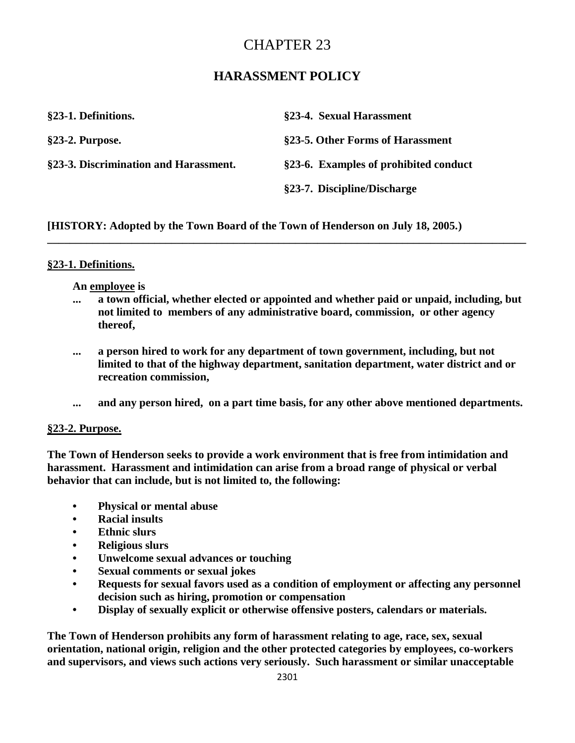# CHAPTER 23

## HARASSMENT POLICY

**§23-1. Definitions.**

**§23-2. Purpose.**

**§23-3. Discrimination and Harassment.**

**§23-4. Sexual Harassment**

**§23-5. Other Forms of Harassment**

**§23-6. Examples of prohibited conduct**

**§23-7. Discipline/Discharge**

**[HISTORY: Adopted by the Town Board of the Town of Henderson on July 18, 2005.)**

---

### §23-1. Definitions.

**An employee is**

**... a town official, whether elected or appointed and whether paid or unpaid, including, but not limited to members of any administrative board, commission, or other agency thereof,**

**... a person hired to work for any department of town government, including, but not limited to that of the highway department, sanitation department, water district and or recreation commission,**

**... and any person hired, on a part time basis, for any other above mentioned departments.**

### §23-2. Purpose.

**The Town of Henderson seeks to provide a work environment that is free from intimidation and harassment. Harassment and intimidation can arise from a broad range of physical or verbal behavior that can include, but is not limited to, the following:**

- **Physical or mental abuse**
- **Racial insults**
- **Ethnic slurs**
- **Religious slurs**
- **Unwelcome sexual advances or touching**
- **Sexual comments or sexual jokes**
- **Requests for sexual favors used as a condition of employment or affecting any personnel decision such as hiring, promotion or compensation**
- **Display of sexually explicit or otherwise offensive posters, calendars or materials.**

**The Town of Henderson prohibits any form of harassment relating to age, race, sex, sexual orientation, national origin, religion and the other protected categories by employees, co-workers and supervisors, and views such actions very seriously. Such harassment or similar unacceptable**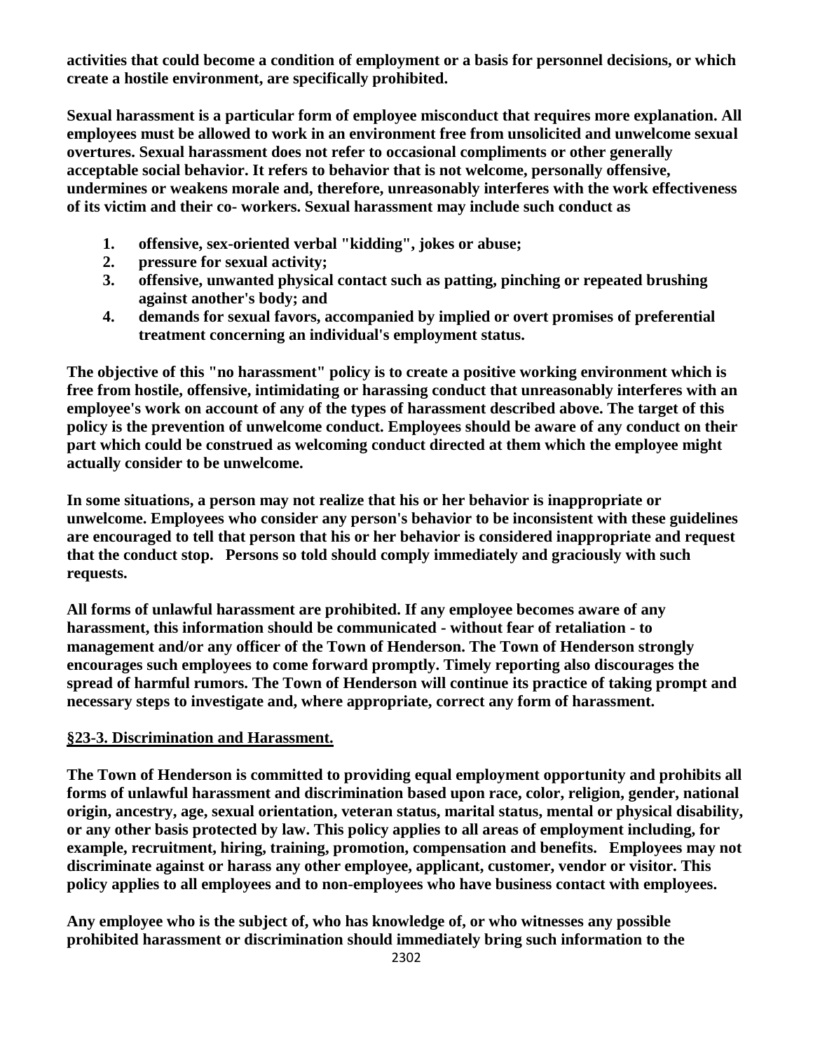**activities that could become a condition of employment or a basis for personnel decisions, or which create a hostile environment, are specifically prohibited.**

**Sexual harassment is a particular form of employee misconduct that requires more explanation. All employees must be allowed to work in an environment free from unsolicited and unwelcome sexual overtures. Sexual harassment does not refer to occasional compliments or other generally acceptable social behavior. It refers to behavior that is not welcome, personally offensive, undermines or weakens morale and, therefore, unreasonably interferes with the work effectiveness of its victim and their co- workers. Sexual harassment may include such conduct as**

1. **offensive, sex-oriented verbal "kidding", jokes or abuse;**
2. **pressure for sexual activity;**
3. **offensive, unwanted physical contact such as patting, pinching or repeated brushing against another's body; and**
4. **demands for sexual favors, accompanied by implied or overt promises of preferential treatment concerning an individual's employment status.**

**The objective of this "no harassment" policy is to create a positive working environment which is free from hostile, offensive, intimidating or harassing conduct that unreasonably interferes with an employee's work on account of any of the types of harassment described above. The target of this policy is the prevention of unwelcome conduct. Employees should be aware of any conduct on their part which could be construed as welcoming conduct directed at them which the employee might actually consider to be unwelcome.**

**In some situations, a person may not realize that his or her behavior is inappropriate or unwelcome. Employees who consider any person's behavior to be inconsistent with these guidelines are encouraged to tell that person that his or her behavior is considered inappropriate and request that the conduct stop. Persons so told should comply immediately and graciously with such requests.**

**All forms of unlawful harassment are prohibited. If any employee becomes aware of any harassment, this information should be communicated - without fear of retaliation - to management and/or any officer of the Town of Henderson. The Town of Henderson strongly encourages such employees to come forward promptly. Timely reporting also discourages the spread of harmful rumors. The Town of Henderson will continue its practice of taking prompt and necessary steps to investigate and, where appropriate, correct any form of harassment.**

## §23-3. Discrimination and Harassment.

**The Town of Henderson is committed to providing equal employment opportunity and prohibits all forms of unlawful harassment and discrimination based upon race, color, religion, gender, national origin, ancestry, age, sexual orientation, veteran status, marital status, mental or physical disability, or any other basis protected by law. This policy applies to all areas of employment including, for example, recruitment, hiring, training, promotion, compensation and benefits. Employees may not discriminate against or harass any other employee, applicant, customer, vendor or visitor. This policy applies to all employees and to non-employees who have business contact with employees.**

**Any employee who is the subject of, who has knowledge of, or who witnesses any possible prohibited harassment or discrimination should immediately bring such information to the**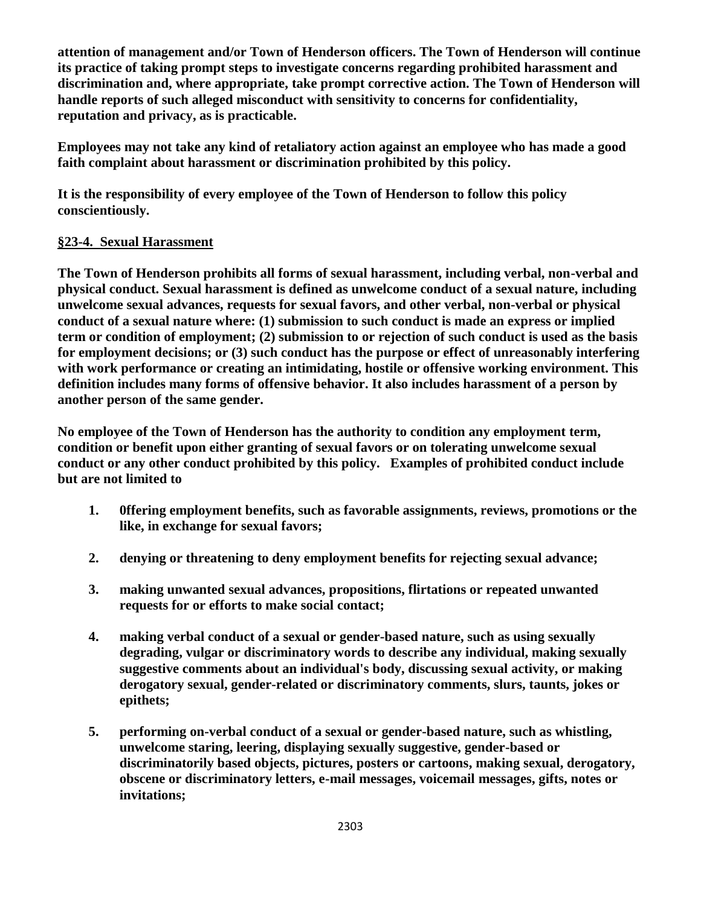**attention of management and/or Town of Henderson officers. The Town of Henderson will continue its practice of taking prompt steps to investigate concerns regarding prohibited harassment and discrimination and, where appropriate, take prompt corrective action. The Town of Henderson will handle reports of such alleged misconduct with sensitivity to concerns for confidentiality, reputation and privacy, as is practicable.**

**Employees may not take any kind of retaliatory action against an employee who has made a good faith complaint about harassment or discrimination prohibited by this policy.**

**It is the responsibility of every employee of the Town of Henderson to follow this policy conscientiously.**

## **§23-4. Sexual Harassment**

**The Town of Henderson prohibits all forms of sexual harassment, including verbal, non-verbal and physical conduct. Sexual harassment is defined as unwelcome conduct of a sexual nature, including unwelcome sexual advances, requests for sexual favors, and other verbal, non-verbal or physical conduct of a sexual nature where: (1) submission to such conduct is made an express or implied term or condition of employment; (2) submission to or rejection of such conduct is used as the basis for employment decisions; or (3) such conduct has the purpose or effect of unreasonably interfering with work performance or creating an intimidating, hostile or offensive working environment. This definition includes many forms of offensive behavior. It also includes harassment of a person by another person of the same gender.**

**No employee of the Town of Henderson has the authority to condition any employment term, condition or benefit upon either granting of sexual favors or on tolerating unwelcome sexual conduct or any other conduct prohibited by this policy. Examples of prohibited conduct include but are not limited to**

1. **0ffering employment benefits, such as favorable assignments, reviews, promotions or the like, in exchange for sexual favors;**
2. **denying or threatening to deny employment benefits for rejecting sexual advance;**
3. **making unwanted sexual advances, propositions, flirtations or repeated unwanted requests for or efforts to make social contact;**
4. **making verbal conduct of a sexual or gender-based nature, such as using sexually degrading, vulgar or discriminatory words to describe any individual, making sexually suggestive comments about an individual's body, discussing sexual activity, or making derogatory sexual, gender-related or discriminatory comments, slurs, taunts, jokes or epithets;**
5. **performing on-verbal conduct of a sexual or gender-based nature, such as whistling, unwelcome staring, leering, displaying sexually suggestive, gender-based or discriminatorily based objects, pictures, posters or cartoons, making sexual, derogatory, obscene or discriminatory letters, e-mail messages, voicemail messages, gifts, notes or invitations;**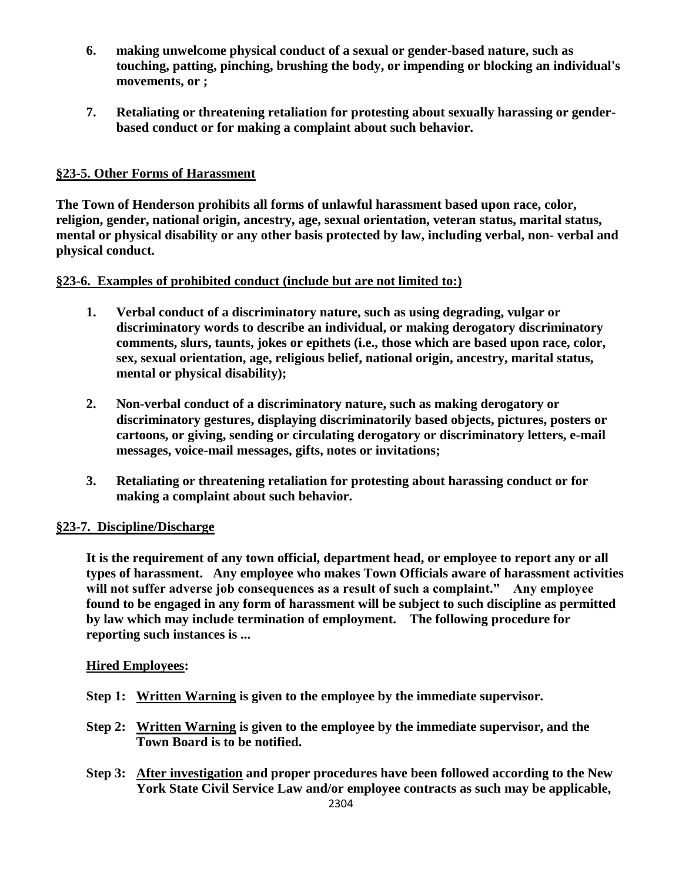6. **making unwelcome physical conduct of a sexual or gender-based nature, such as touching, patting, pinching, brushing the body, or impending or blocking an individual's movements, or ;**

7. **Retaliating or threatening retaliation for protesting about sexually harassing or gender-based conduct or for making a complaint about such behavior.**

## §23-5. Other Forms of Harassment

**The Town of Henderson prohibits all forms of unlawful harassment based upon race, color, religion, gender, national origin, ancestry, age, sexual orientation, veteran status, marital status, mental or physical disability or any other basis protected by law, including verbal, non- verbal and physical conduct.**

## §23-6. Examples of prohibited conduct (include but are not limited to:)

1. **Verbal conduct of a discriminatory nature, such as using degrading, vulgar or discriminatory words to describe an individual, or making derogatory discriminatory comments, slurs, taunts, jokes or epithets (i.e., those which are based upon race, color, sex, sexual orientation, age, religious belief, national origin, ancestry, marital status, mental or physical disability);**

2. **Non-verbal conduct of a discriminatory nature, such as making derogatory or discriminatory gestures, displaying discriminatorily based objects, pictures, posters or cartoons, or giving, sending or circulating derogatory or discriminatory letters, e-mail messages, voice-mail messages, gifts, notes or invitations;**

3. **Retaliating or threatening retaliation for protesting about harassing conduct or for making a complaint about such behavior.**

## §23-7. Discipline/Discharge

**It is the requirement of any town official, department head, or employee to report any or all types of harassment. Any employee who makes Town Officials aware of harassment activities will not suffer adverse job consequences as a result of such a complaint." Any employee found to be engaged in any form of harassment will be subject to such discipline as permitted by law which may include termination of employment. The following procedure for reporting such instances is ...**

**Hired Employees:**

**Step 1: Written Warning is given to the employee by the immediate supervisor.**

**Step 2: Written Warning is given to the employee by the immediate supervisor, and the Town Board is to be notified.**

**Step 3: After investigation and proper procedures have been followed according to the New York State Civil Service Law and/or employee contracts as such may be applicable,**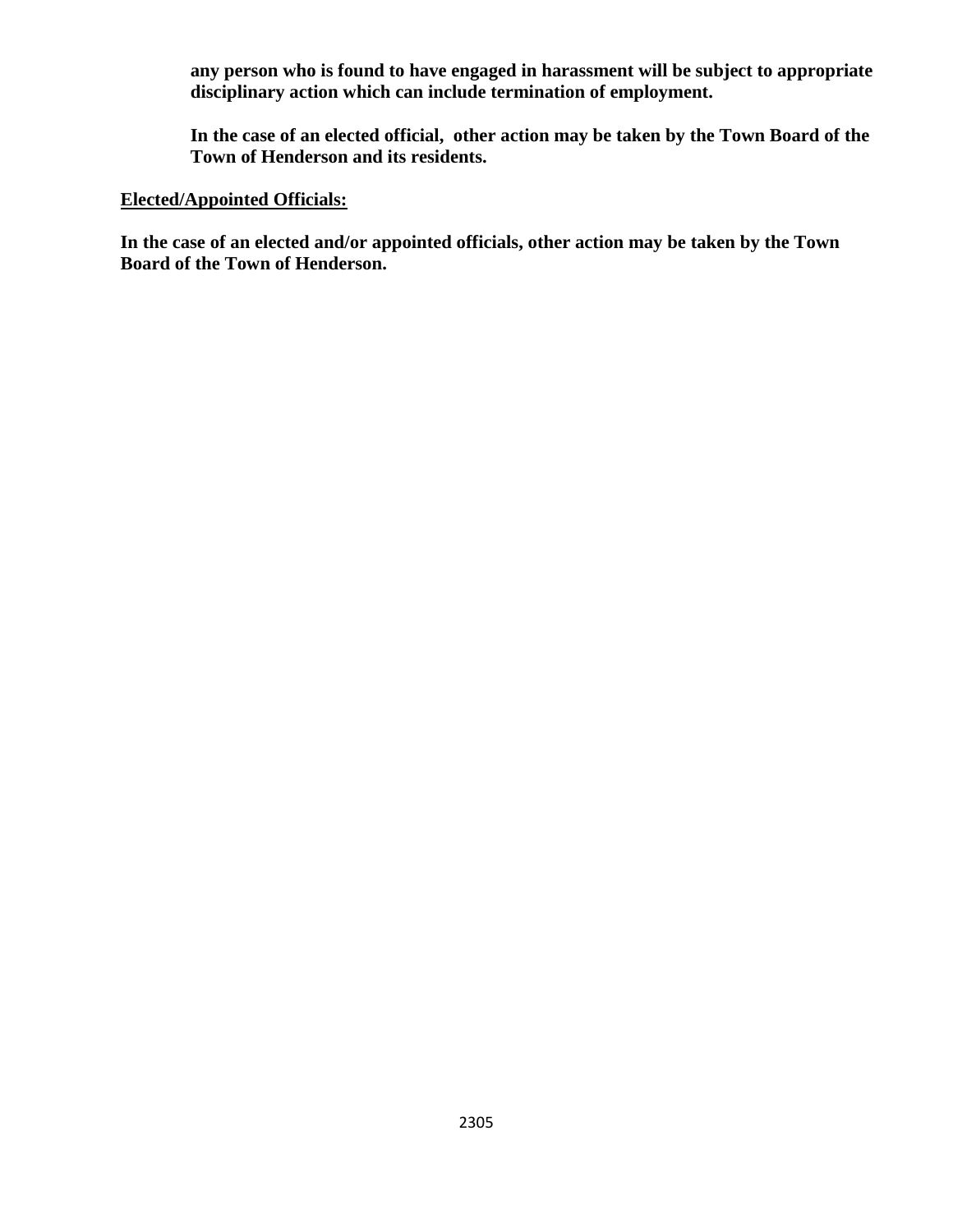**any person who is found to have engaged in harassment will be subject to appropriate disciplinary action which can include termination of employment.**

**In the case of an elected official, other action may be taken by the Town Board of the Town of Henderson and its residents.**

**<u>Elected/Appointed Officials:</u>**

**In the case of an elected and/or appointed officials, other action may be taken by the Town Board of the Town of Henderson.**